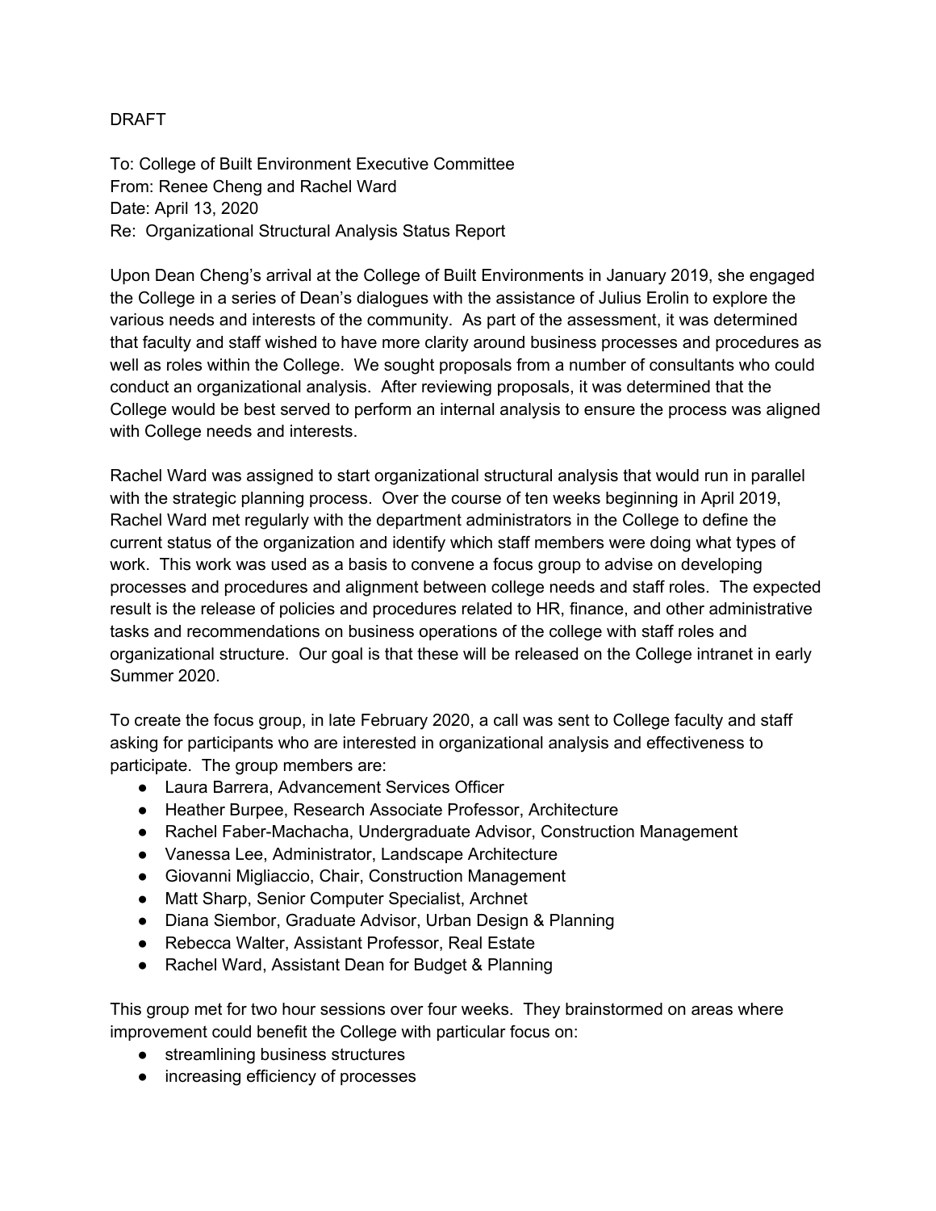DRAFT

To: College of Built Environment Executive Committee
From: Renee Cheng and Rachel Ward
Date: April 13, 2020
Re: Organizational Structural Analysis Status Report

Upon Dean Cheng's arrival at the College of Built Environments in January 2019, she engaged the College in a series of Dean's dialogues with the assistance of Julius Erolin to explore the various needs and interests of the community. As part of the assessment, it was determined that faculty and staff wished to have more clarity around business processes and procedures as well as roles within the College. We sought proposals from a number of consultants who could conduct an organizational analysis. After reviewing proposals, it was determined that the College would be best served to perform an internal analysis to ensure the process was aligned with College needs and interests.

Rachel Ward was assigned to start organizational structural analysis that would run in parallel with the strategic planning process. Over the course of ten weeks beginning in April 2019, Rachel Ward met regularly with the department administrators in the College to define the current status of the organization and identify which staff members were doing what types of work. This work was used as a basis to convene a focus group to advise on developing processes and procedures and alignment between college needs and staff roles. The expected result is the release of policies and procedures related to HR, finance, and other administrative tasks and recommendations on business operations of the college with staff roles and organizational structure. Our goal is that these will be released on the College intranet in early Summer 2020.

To create the focus group, in late February 2020, a call was sent to College faculty and staff asking for participants who are interested in organizational analysis and effectiveness to participate. The group members are:

- Laura Barrera, Advancement Services Officer
- Heather Burpee, Research Associate Professor, Architecture
- Rachel Faber-Machacha, Undergraduate Advisor, Construction Management
- Vanessa Lee, Administrator, Landscape Architecture
- Giovanni Migliaccio, Chair, Construction Management
- Matt Sharp, Senior Computer Specialist, Archnet
- Diana Siembor, Graduate Advisor, Urban Design & Planning
- Rebecca Walter, Assistant Professor, Real Estate
- Rachel Ward, Assistant Dean for Budget & Planning

This group met for two hour sessions over four weeks. They brainstormed on areas where improvement could benefit the College with particular focus on:

- streamlining business structures
- increasing efficiency of processes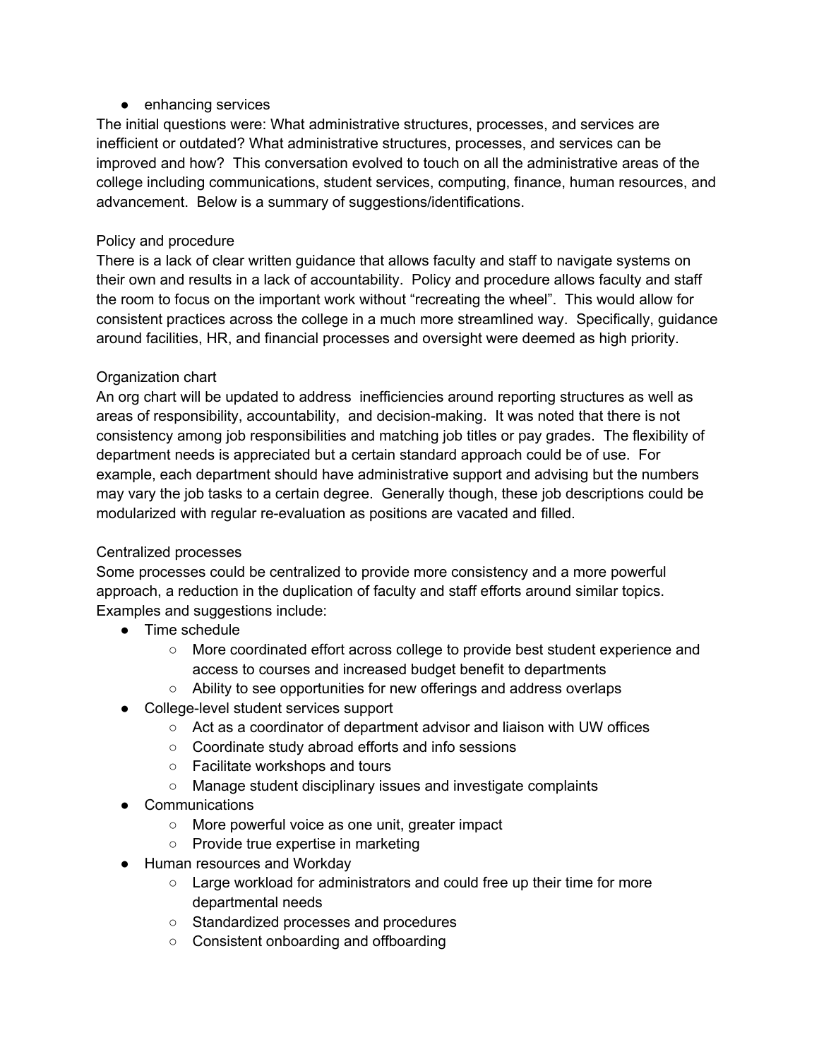- enhancing services

The initial questions were: What administrative structures, processes, and services are inefficient or outdated? What administrative structures, processes, and services can be improved and how? This conversation evolved to touch on all the administrative areas of the college including communications, student services, computing, finance, human resources, and advancement. Below is a summary of suggestions/identifications.

Policy and procedure

There is a lack of clear written guidance that allows faculty and staff to navigate systems on their own and results in a lack of accountability. Policy and procedure allows faculty and staff the room to focus on the important work without "recreating the wheel". This would allow for consistent practices across the college in a much more streamlined way. Specifically, guidance around facilities, HR, and financial processes and oversight were deemed as high priority.

Organization chart

An org chart will be updated to address inefficiencies around reporting structures as well as areas of responsibility, accountability, and decision-making. It was noted that there is not consistency among job responsibilities and matching job titles or pay grades. The flexibility of department needs is appreciated but a certain standard approach could be of use. For example, each department should have administrative support and advising but the numbers may vary the job tasks to a certain degree. Generally though, these job descriptions could be modularized with regular re-evaluation as positions are vacated and filled.

Centralized processes

Some processes could be centralized to provide more consistency and a more powerful approach, a reduction in the duplication of faculty and staff efforts around similar topics. Examples and suggestions include:

- Time schedule
    - More coordinated effort across college to provide best student experience and access to courses and increased budget benefit to departments
    - Ability to see opportunities for new offerings and address overlaps
- College-level student services support
    - Act as a coordinator of department advisor and liaison with UW offices
    - Coordinate study abroad efforts and info sessions
    - Facilitate workshops and tours
    - Manage student disciplinary issues and investigate complaints
- Communications
    - More powerful voice as one unit, greater impact
    - Provide true expertise in marketing
- Human resources and Workday
    - Large workload for administrators and could free up their time for more departmental needs
    - Standardized processes and procedures
    - Consistent onboarding and offboarding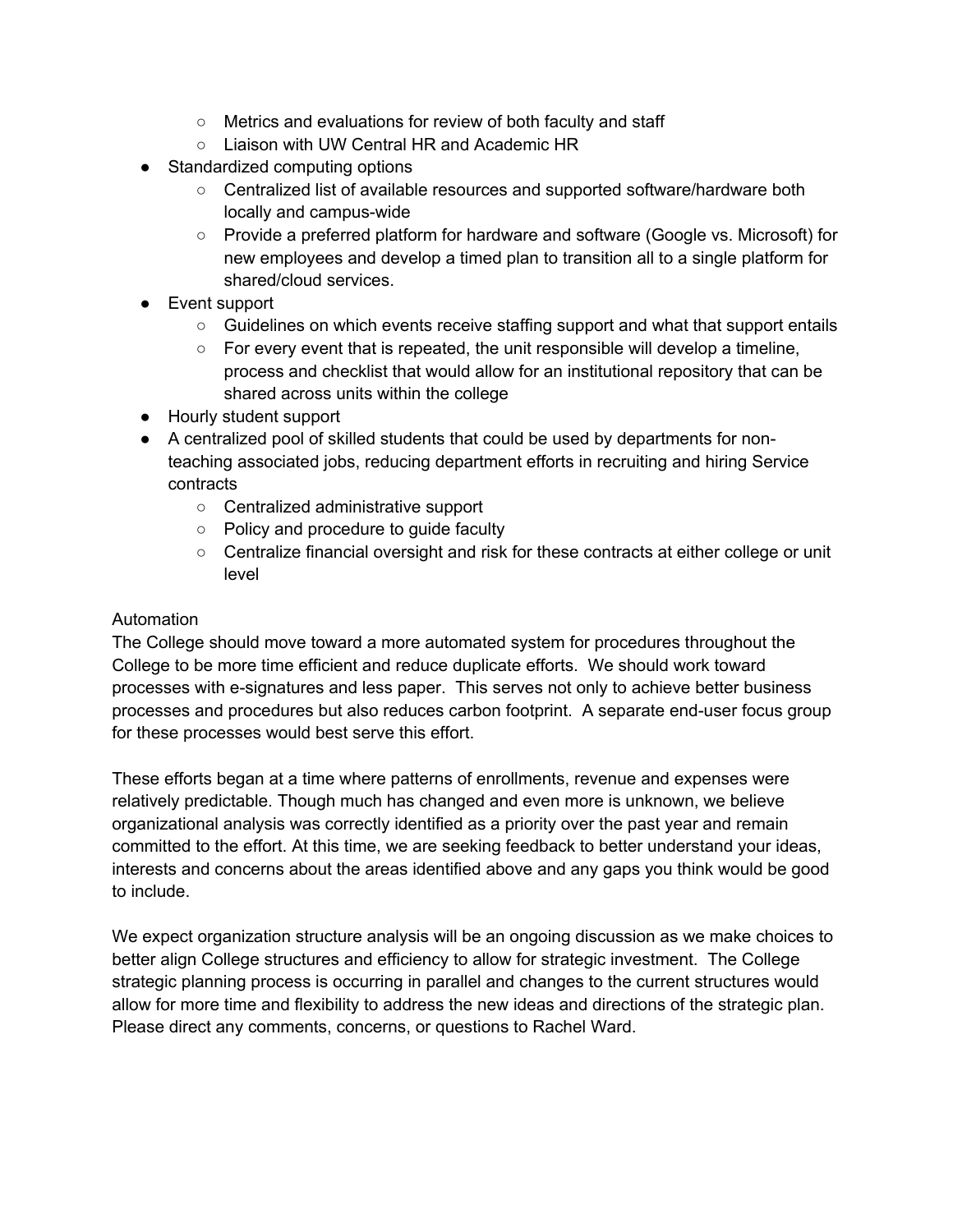- Metrics and evaluations for review of both faculty and staff
  - Liaison with UW Central HR and Academic HR
- Standardized computing options
  - Centralized list of available resources and supported software/hardware both locally and campus-wide
  - Provide a preferred platform for hardware and software (Google vs. Microsoft) for new employees and develop a timed plan to transition all to a single platform for shared/cloud services.
- Event support
  - Guidelines on which events receive staffing support and what that support entails
  - For every event that is repeated, the unit responsible will develop a timeline, process and checklist that would allow for an institutional repository that can be shared across units within the college
- Hourly student support
- A centralized pool of skilled students that could be used by departments for non-teaching associated jobs, reducing department efforts in recruiting and hiring Service contracts
  - Centralized administrative support
  - Policy and procedure to guide faculty
  - Centralize financial oversight and risk for these contracts at either college or unit level

Automation

The College should move toward a more automated system for procedures throughout the College to be more time efficient and reduce duplicate efforts. We should work toward processes with e-signatures and less paper. This serves not only to achieve better business processes and procedures but also reduces carbon footprint. A separate end-user focus group for these processes would best serve this effort.

These efforts began at a time where patterns of enrollments, revenue and expenses were relatively predictable. Though much has changed and even more is unknown, we believe organizational analysis was correctly identified as a priority over the past year and remain committed to the effort. At this time, we are seeking feedback to better understand your ideas, interests and concerns about the areas identified above and any gaps you think would be good to include.

We expect organization structure analysis will be an ongoing discussion as we make choices to better align College structures and efficiency to allow for strategic investment. The College strategic planning process is occurring in parallel and changes to the current structures would allow for more time and flexibility to address the new ideas and directions of the strategic plan. Please direct any comments, concerns, or questions to Rachel Ward.